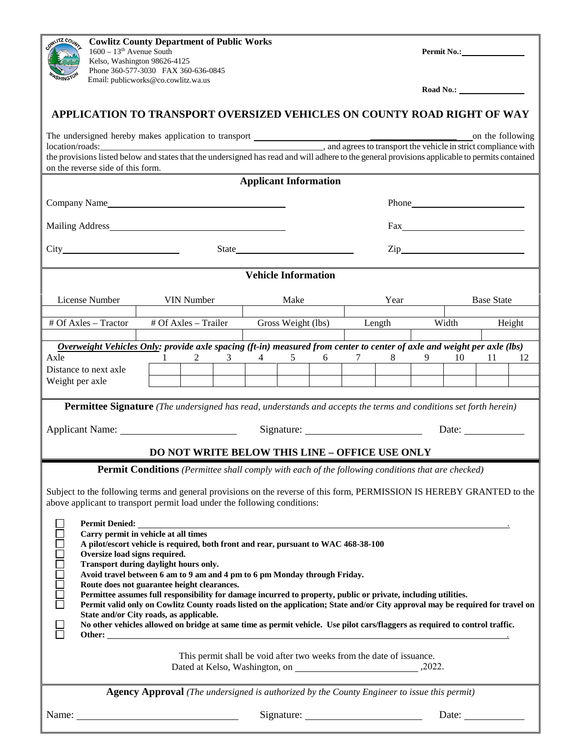**Cowlitz County Department of Public Works**
1600 – 13th Avenue South
Kelso, Washington 98626-4125
Phone 360-577-3030 FAX 360-636-0845
Email: publicworks@co.cowlitz.wa.us

**Permit No.:**\_\_\_\_\_\_\_\_\_\_\_\_\_\_

**Road No.:** \_\_\_\_\_\_\_\_\_\_\_\_\_\_

# APPLICATION TO TRANSPORT OVERSIZED VEHICLES ON COUNTY ROAD RIGHT OF WAY

The undersigned hereby makes application to transport \_\_\_\_\_\_\_\_\_\_\_\_\_\_\_\_\_\_\_\_\_\_\_\_\_\_\_\_\_\_\_\_\_\_\_\_\_\_\_\_ on the following location/roads:\_\_\_\_\_\_\_\_\_\_\_\_\_\_\_\_\_\_\_\_\_\_\_\_\_\_\_\_\_\_\_\_\_\_\_\_\_\_\_\_, and agrees to transport the vehicle in strict compliance with the provisions listed below and states that the undersigned has read and will adhere to the general provisions applicable to permits contained on the reverse side of this form.

## Applicant Information

Company Name\_\_\_\_\_\_\_\_\_\_\_\_\_\_\_\_\_\_\_\_\_\_\_\_\_\_\_\_\_\_ Phone\_\_\_\_\_\_\_\_\_\_\_\_\_\_\_\_\_\_\_\_

Mailing Address\_\_\_\_\_\_\_\_\_\_\_\_\_\_\_\_\_\_\_\_\_\_\_\_\_\_\_\_\_\_ Fax\_\_\_\_\_\_\_\_\_\_\_\_\_\_\_\_\_\_\_\_

City\_\_\_\_\_\_\_\_\_\_\_\_\_\_\_\_\_\_\_\_ State\_\_\_\_\_\_\_\_\_\_\_\_\_\_\_\_\_\_\_\_ Zip\_\_\_\_\_\_\_\_\_\_\_\_\_\_\_\_\_\_\_\_

## Vehicle Information

| License Number | VIN Number | Make | Year | Base State |
|---|---|---|---|---|
| | | | | |

| # Of Axles – Tractor | # Of Axles – Trailer | Gross Weight (lbs) | Length | Width | Height |
|---|---|---|---|---|---|
| | | | | | |

***Overweight Vehicles Only:*** *provide axle spacing (ft-in) measured from center to center of axle and weight per axle (lbs)*

| Axle | 1 | 2 | 3 | 4 | 5 | 6 | 7 | 8 | 9 | 10 | 11 | 12 |
|---|---|---|---|---|---|---|---|---|---|---|---|---|
| Distance to next axle | | | | | | | | | | | | |
| Weight per axle | | | | | | | | | | | | |

**Permittee Signature** *(The undersigned has read, understands and accepts the terms and conditions set forth herein)*

Applicant Name: \_\_\_\_\_\_\_\_\_\_\_\_\_\_\_\_\_\_\_\_ Signature: \_\_\_\_\_\_\_\_\_\_\_\_\_\_\_\_\_\_\_\_ Date: \_\_\_\_\_\_\_\_\_\_

## DO NOT WRITE BELOW THIS LINE – OFFICE USE ONLY

**Permit Conditions** *(Permittee shall comply with each of the following conditions that are checked)*

Subject to the following terms and general provisions on the reverse of this form, PERMISSION IS HEREBY GRANTED to the above applicant to transport permit load under the following conditions:

- ☐ **Permit Denied:** \_\_\_\_\_\_\_\_\_\_\_\_\_\_\_\_\_\_\_\_\_\_\_\_\_\_\_\_\_\_\_\_\_\_\_\_\_\_\_\_.
- ☐ **Carry permit in vehicle at all times**
- ☐ **A pilot/escort vehicle is required, both front and rear, pursuant to WAC 468-38-100**
- ☐ **Oversize load signs required.**
- ☐ **Transport during daylight hours only.**
- ☐ **Avoid travel between 6 am to 9 am and 4 pm to 6 pm Monday through Friday.**
- ☐ **Route does not guarantee height clearances.**
- ☐ **Permittee assumes full responsibility for damage incurred to property, public or private, including utilities.**
- ☐ **Permit valid only on Cowlitz County roads listed on the application; State and/or City approval may be required for travel on State and/or City roads, as applicable.**
- ☐ **No other vehicles allowed on bridge at same time as permit vehicle. Use pilot cars/flaggers as required to control traffic.**
- ☐ **Other:** \_\_\_\_\_\_\_\_\_\_\_\_\_\_\_\_\_\_\_\_\_\_\_\_\_\_\_\_\_\_\_\_\_\_\_\_\_\_\_\_.

This permit shall be void after two weeks from the date of issuance.
Dated at Kelso, Washington, on \_\_\_\_\_\_\_\_\_\_\_\_\_\_\_\_\_\_\_\_,2022.

**Agency Approval** *(The undersigned is authorized by the County Engineer to issue this permit)*

Name: \_\_\_\_\_\_\_\_\_\_\_\_\_\_\_\_\_\_\_\_ Signature: \_\_\_\_\_\_\_\_\_\_\_\_\_\_\_\_\_\_\_\_ Date: \_\_\_\_\_\_\_\_\_\_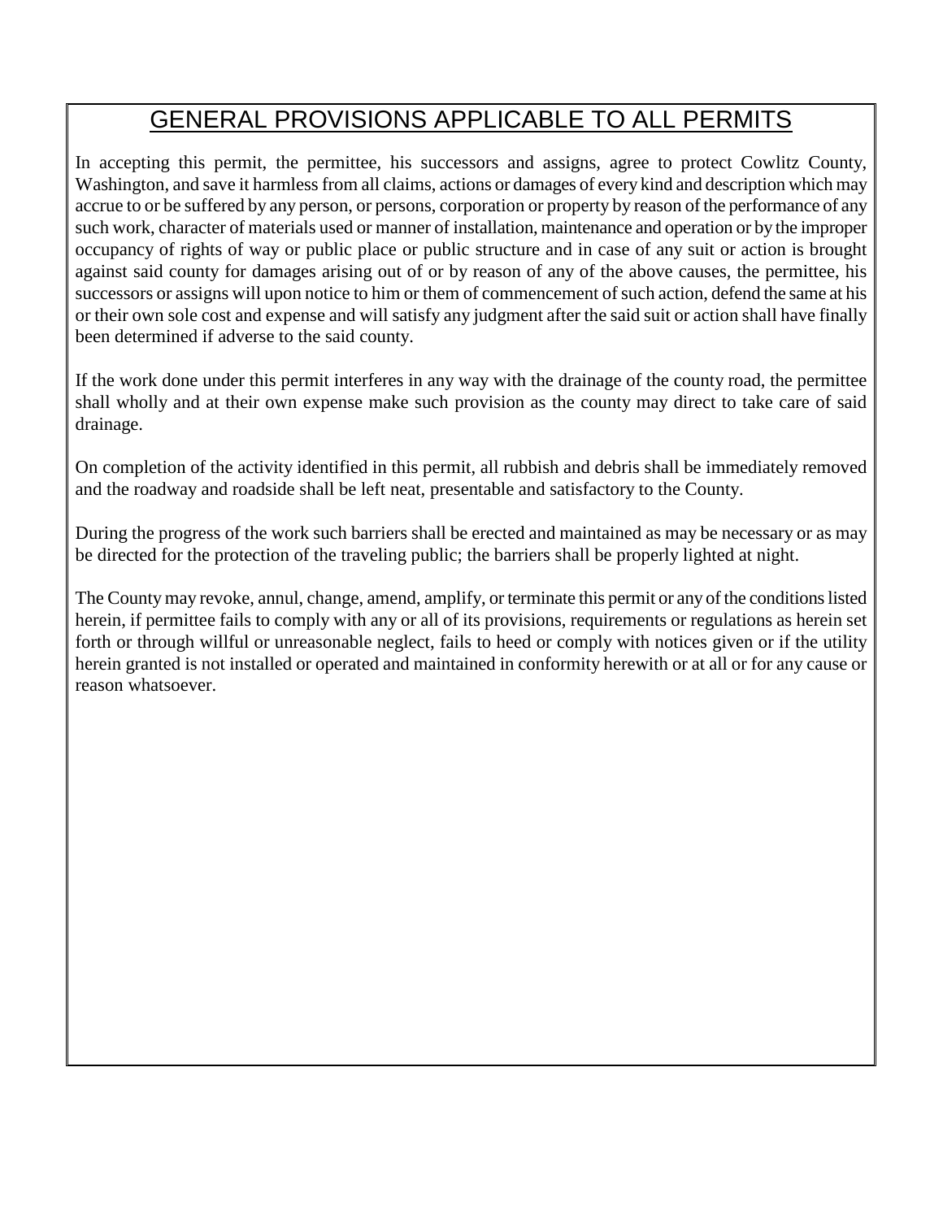# GENERAL PROVISIONS APPLICABLE TO ALL PERMITS

In accepting this permit, the permittee, his successors and assigns, agree to protect Cowlitz County, Washington, and save it harmless from all claims, actions or damages of every kind and description which may accrue to or be suffered by any person, or persons, corporation or property by reason of the performance of any such work, character of materials used or manner of installation, maintenance and operation or by the improper occupancy of rights of way or public place or public structure and in case of any suit or action is brought against said county for damages arising out of or by reason of any of the above causes, the permittee, his successors or assigns will upon notice to him or them of commencement of such action, defend the same at his or their own sole cost and expense and will satisfy any judgment after the said suit or action shall have finally been determined if adverse to the said county.

If the work done under this permit interferes in any way with the drainage of the county road, the permittee shall wholly and at their own expense make such provision as the county may direct to take care of said drainage.

On completion of the activity identified in this permit, all rubbish and debris shall be immediately removed and the roadway and roadside shall be left neat, presentable and satisfactory to the County.

During the progress of the work such barriers shall be erected and maintained as may be necessary or as may be directed for the protection of the traveling public; the barriers shall be properly lighted at night.

The County may revoke, annul, change, amend, amplify, or terminate this permit or any of the conditions listed herein, if permittee fails to comply with any or all of its provisions, requirements or regulations as herein set forth or through willful or unreasonable neglect, fails to heed or comply with notices given or if the utility herein granted is not installed or operated and maintained in conformity herewith or at all or for any cause or reason whatsoever.